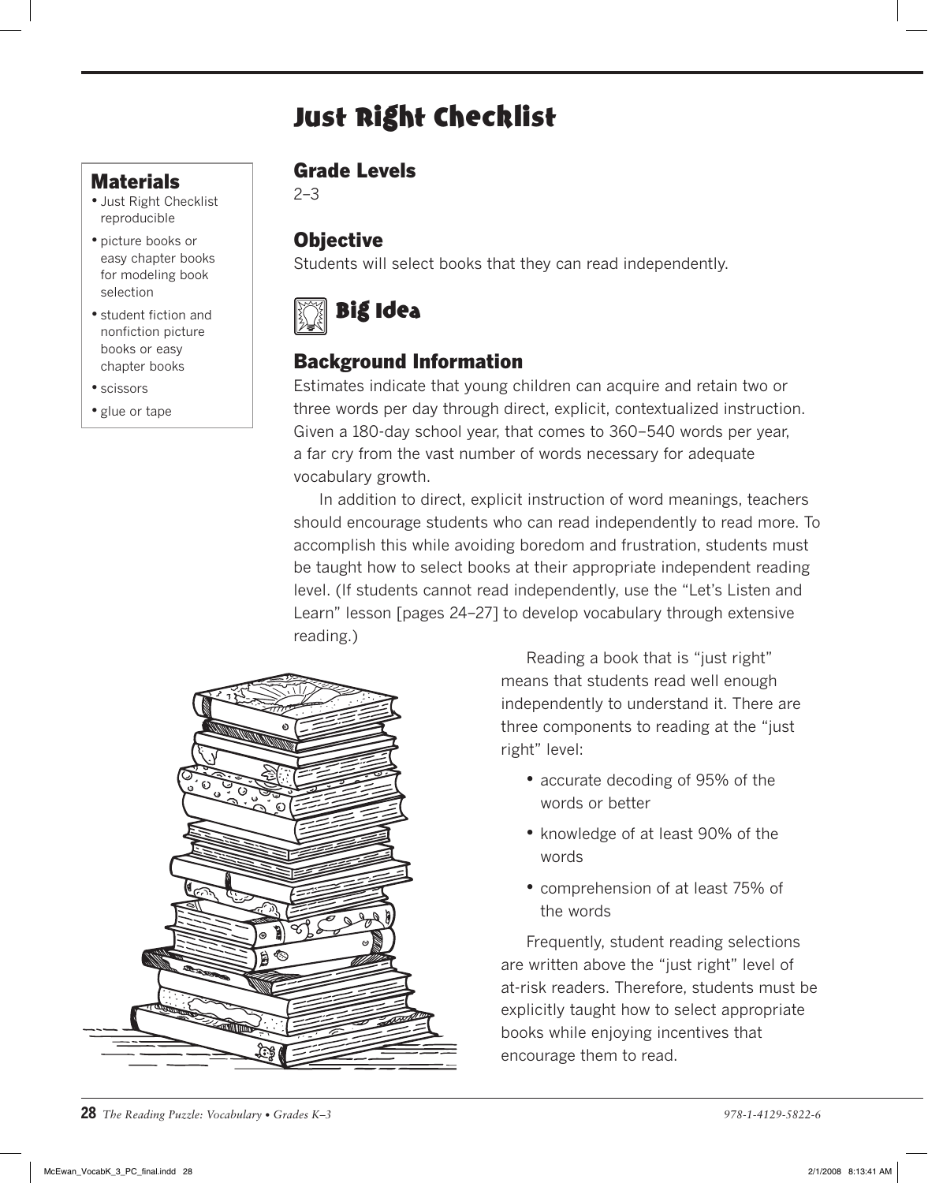# Just Right Checklist

## Materials

- Just Right Checklist reproducible
- picture books or easy chapter books for modeling book selection
- student fiction and nonfiction picture books or easy chapter books
- scissors
- glue or tape

## Grade Levels

2–3

## Objective

Students will select books that they can read independently.

## Big Idea

### Background Information

Estimates indicate that young children can acquire and retain two or three words per day through direct, explicit, contextualized instruction. Given a 180-day school year, that comes to 360–540 words per year, a far cry from the vast number of words necessary for adequate vocabulary growth.

In addition to direct, explicit instruction of word meanings, teachers should encourage students who can read independently to read more. To accomplish this while avoiding boredom and frustration, students must be taught how to select books at their appropriate independent reading level. (If students cannot read independently, use the "Let's Listen and Learn" lesson [pages 24–27] to develop vocabulary through extensive reading.)

Reading a book that is "just right" means that students read well enough independently to understand it. There are three components to reading at the "just right" level:

- accurate decoding of 95% of the words or better
- knowledge of at least 90% of the words
- comprehension of at least 75% of the words

Frequently, student reading selections are written above the "just right" level of at-risk readers. Therefore, students must be explicitly taught how to select appropriate books while enjoying incentives that encourage them to read.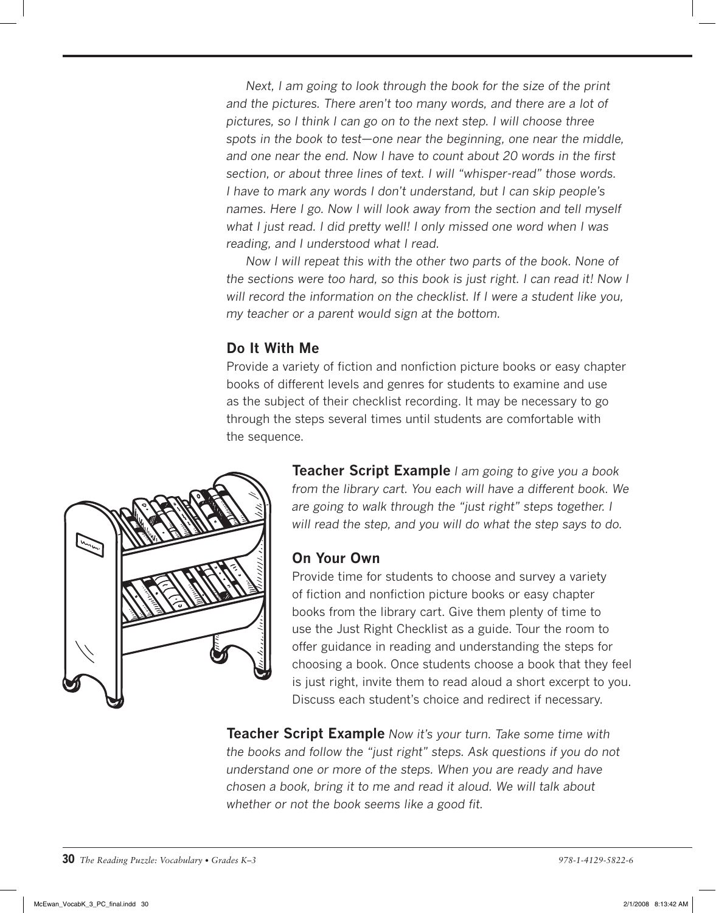*Next, I am going to look through the book for the size of the print and the pictures. There aren't too many words, and there are a lot of pictures, so I think I can go on to the next step. I will choose three spots in the book to test—one near the beginning, one near the middle, and one near the end. Now I have to count about 20 words in the first section, or about three lines of text. I will "whisper-read" those words. I have to mark any words I don't understand, but I can skip people's names. Here I go. Now I will look away from the section and tell myself what I just read. I did pretty well! I only missed one word when I was reading, and I understood what I read.*

*Now I will repeat this with the other two parts of the book. None of the sections were too hard, so this book is just right. I can read it! Now I will record the information on the checklist. If I were a student like you, my teacher or a parent would sign at the bottom.*

### Do It With Me

Provide a variety of fiction and nonfiction picture books or easy chapter books of different levels and genres for students to examine and use as the subject of their checklist recording. It may be necessary to go through the steps several times until students are comfortable with the sequence.

**Teacher Script Example** *I am going to give you a book from the library cart. You each will have a different book. We are going to walk through the "just right" steps together. I will read the step, and you will do what the step says to do.*

### On Your Own

Provide time for students to choose and survey a variety of fiction and nonfiction picture books or easy chapter books from the library cart. Give them plenty of time to use the Just Right Checklist as a guide. Tour the room to offer guidance in reading and understanding the steps for choosing a book. Once students choose a book that they feel is just right, invite them to read aloud a short excerpt to you. Discuss each student's choice and redirect if necessary.

**Teacher Script Example** *Now it's your turn. Take some time with the books and follow the "just right" steps. Ask questions if you do not understand one or more of the steps. When you are ready and have chosen a book, bring it to me and read it aloud. We will talk about whether or not the book seems like a good fit.*